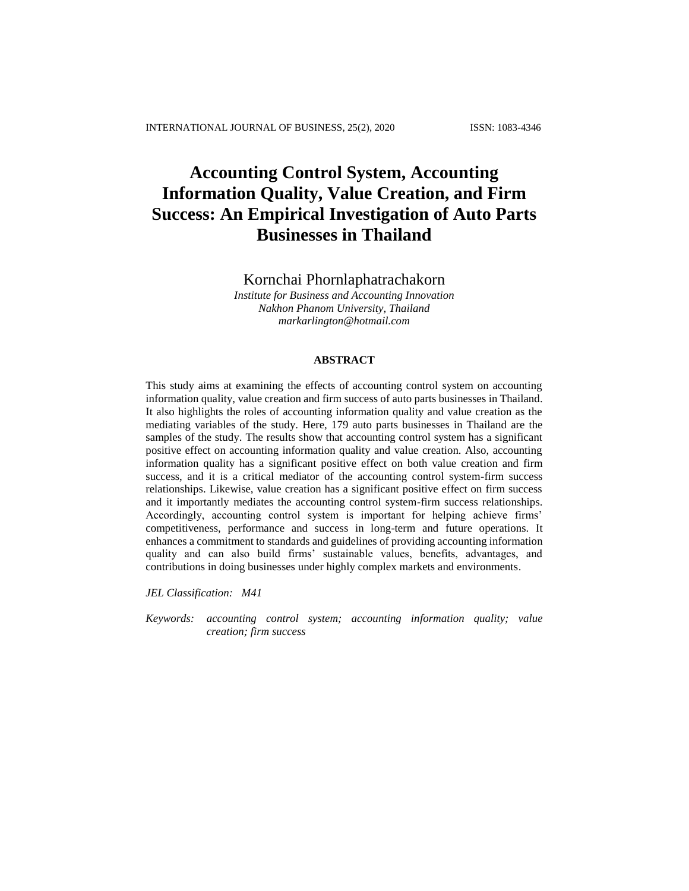# Accounting Control System, Accounting Information Quality, Value Creation, and Firm Success: An Empirical Investigation of Auto Parts Businesses in Thailand

Kornchai Phornlaphatrachakorn

*Institute for Business and Accounting Innovation*
*Nakhon Phanom University, Thailand*
*markarlington@hotmail.com*

## ABSTRACT

This study aims at examining the effects of accounting control system on accounting information quality, value creation and firm success of auto parts businesses in Thailand. It also highlights the roles of accounting information quality and value creation as the mediating variables of the study. Here, 179 auto parts businesses in Thailand are the samples of the study. The results show that accounting control system has a significant positive effect on accounting information quality and value creation. Also, accounting information quality has a significant positive effect on both value creation and firm success, and it is a critical mediator of the accounting control system-firm success relationships. Likewise, value creation has a significant positive effect on firm success and it importantly mediates the accounting control system-firm success relationships. Accordingly, accounting control system is important for helping achieve firms' competitiveness, performance and success in long-term and future operations. It enhances a commitment to standards and guidelines of providing accounting information quality and can also build firms' sustainable values, benefits, advantages, and contributions in doing businesses under highly complex markets and environments.

*JEL Classification:* *M41*

*Keywords:* *accounting control system; accounting information quality; value creation; firm success*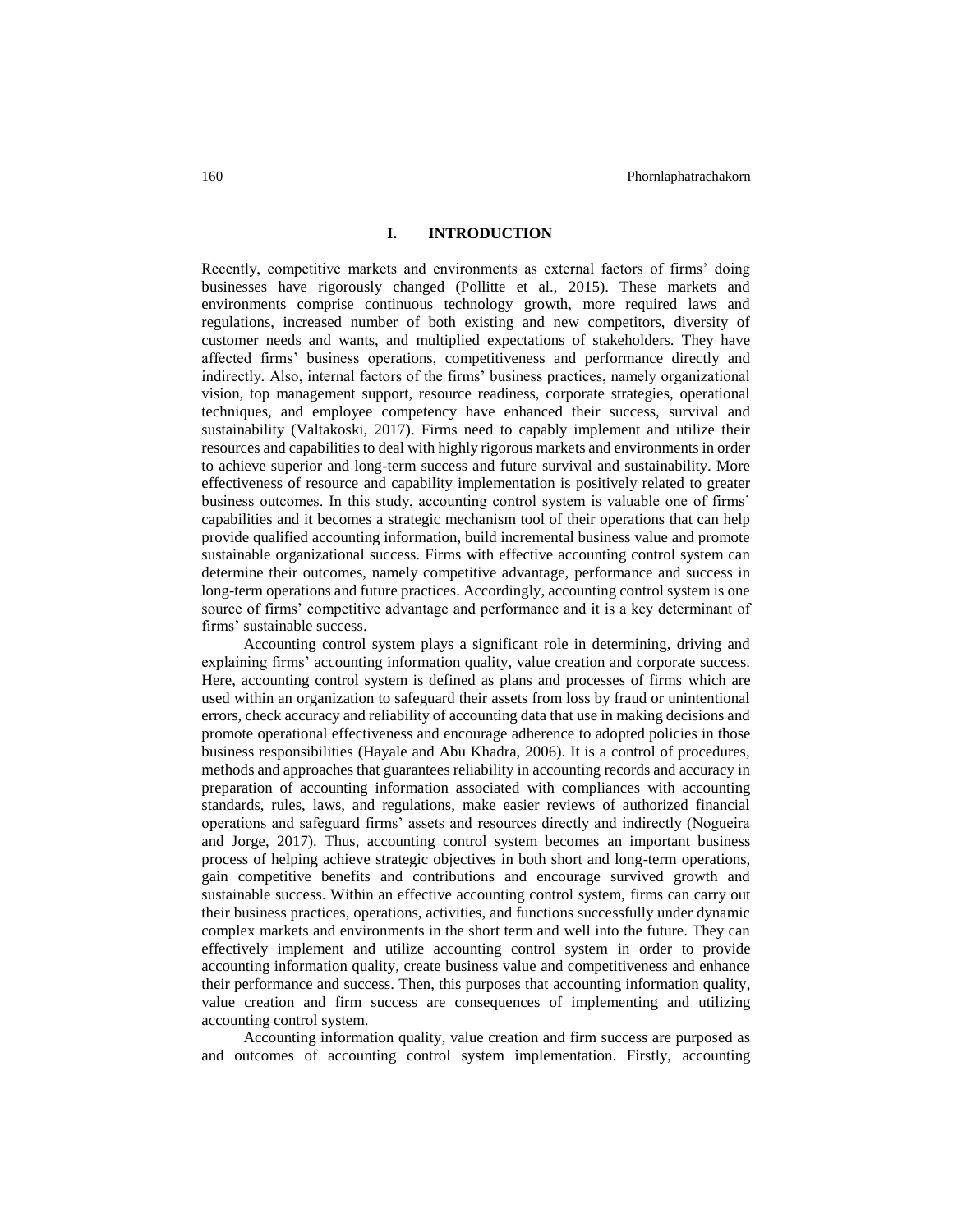## I. INTRODUCTION

Recently, competitive markets and environments as external factors of firms' doing businesses have rigorously changed (Pollitte et al., 2015). These markets and environments comprise continuous technology growth, more required laws and regulations, increased number of both existing and new competitors, diversity of customer needs and wants, and multiplied expectations of stakeholders. They have affected firms' business operations, competitiveness and performance directly and indirectly. Also, internal factors of the firms' business practices, namely organizational vision, top management support, resource readiness, corporate strategies, operational techniques, and employee competency have enhanced their success, survival and sustainability (Valtakoski, 2017). Firms need to capably implement and utilize their resources and capabilities to deal with highly rigorous markets and environments in order to achieve superior and long-term success and future survival and sustainability. More effectiveness of resource and capability implementation is positively related to greater business outcomes. In this study, accounting control system is valuable one of firms' capabilities and it becomes a strategic mechanism tool of their operations that can help provide qualified accounting information, build incremental business value and promote sustainable organizational success. Firms with effective accounting control system can determine their outcomes, namely competitive advantage, performance and success in long-term operations and future practices. Accordingly, accounting control system is one source of firms' competitive advantage and performance and it is a key determinant of firms' sustainable success.

Accounting control system plays a significant role in determining, driving and explaining firms' accounting information quality, value creation and corporate success. Here, accounting control system is defined as plans and processes of firms which are used within an organization to safeguard their assets from loss by fraud or unintentional errors, check accuracy and reliability of accounting data that use in making decisions and promote operational effectiveness and encourage adherence to adopted policies in those business responsibilities (Hayale and Abu Khadra, 2006). It is a control of procedures, methods and approaches that guarantees reliability in accounting records and accuracy in preparation of accounting information associated with compliances with accounting standards, rules, laws, and regulations, make easier reviews of authorized financial operations and safeguard firms' assets and resources directly and indirectly (Nogueira and Jorge, 2017). Thus, accounting control system becomes an important business process of helping achieve strategic objectives in both short and long-term operations, gain competitive benefits and contributions and encourage survived growth and sustainable success. Within an effective accounting control system, firms can carry out their business practices, operations, activities, and functions successfully under dynamic complex markets and environments in the short term and well into the future. They can effectively implement and utilize accounting control system in order to provide accounting information quality, create business value and competitiveness and enhance their performance and success. Then, this purposes that accounting information quality, value creation and firm success are consequences of implementing and utilizing accounting control system.

Accounting information quality, value creation and firm success are purposed as and outcomes of accounting control system implementation. Firstly, accounting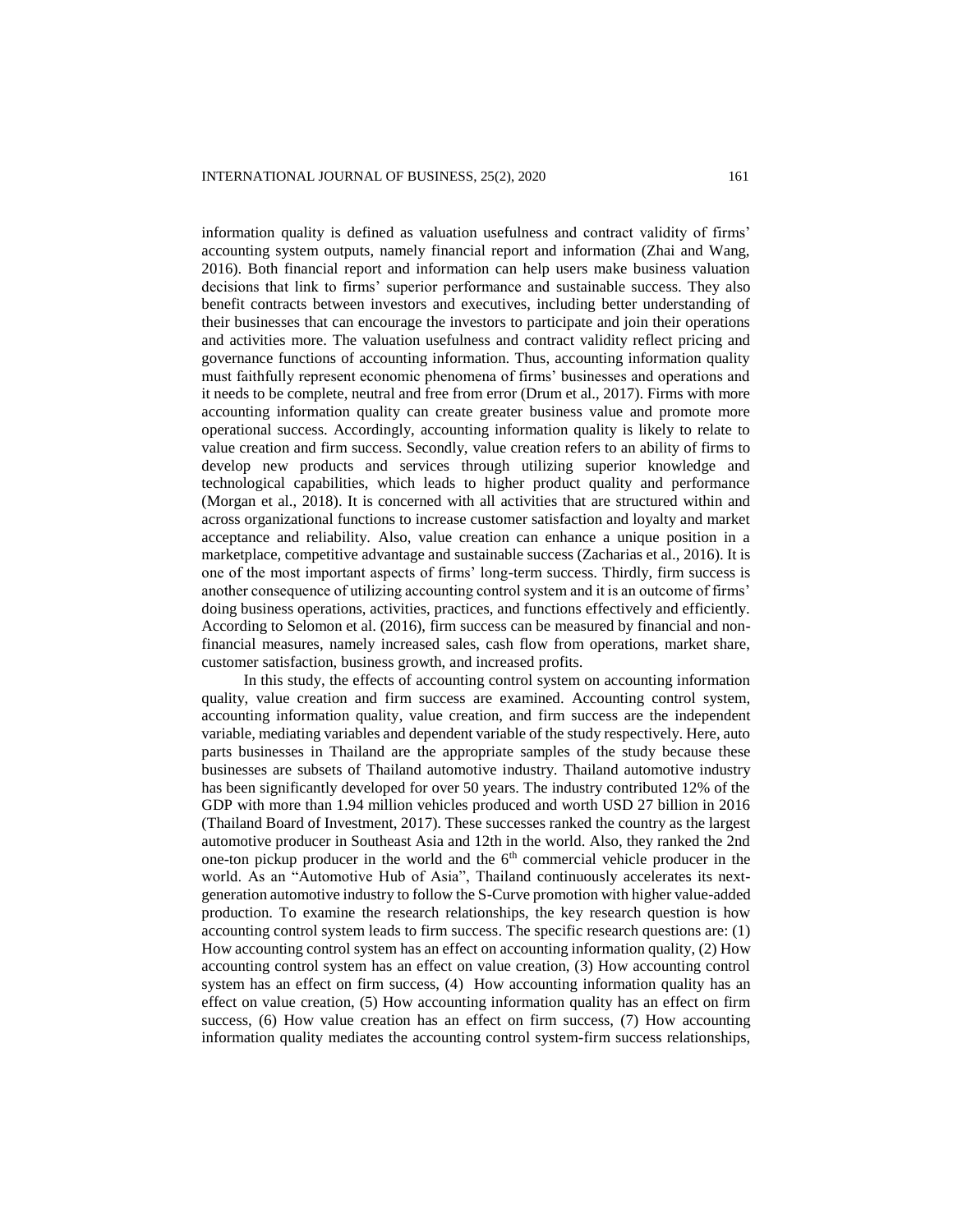information quality is defined as valuation usefulness and contract validity of firms' accounting system outputs, namely financial report and information (Zhai and Wang, 2016). Both financial report and information can help users make business valuation decisions that link to firms' superior performance and sustainable success. They also benefit contracts between investors and executives, including better understanding of their businesses that can encourage the investors to participate and join their operations and activities more. The valuation usefulness and contract validity reflect pricing and governance functions of accounting information. Thus, accounting information quality must faithfully represent economic phenomena of firms' businesses and operations and it needs to be complete, neutral and free from error (Drum et al., 2017). Firms with more accounting information quality can create greater business value and promote more operational success. Accordingly, accounting information quality is likely to relate to value creation and firm success. Secondly, value creation refers to an ability of firms to develop new products and services through utilizing superior knowledge and technological capabilities, which leads to higher product quality and performance (Morgan et al., 2018). It is concerned with all activities that are structured within and across organizational functions to increase customer satisfaction and loyalty and market acceptance and reliability. Also, value creation can enhance a unique position in a marketplace, competitive advantage and sustainable success (Zacharias et al., 2016). It is one of the most important aspects of firms' long-term success. Thirdly, firm success is another consequence of utilizing accounting control system and it is an outcome of firms' doing business operations, activities, practices, and functions effectively and efficiently. According to Selomon et al. (2016), firm success can be measured by financial and non-financial measures, namely increased sales, cash flow from operations, market share, customer satisfaction, business growth, and increased profits.

In this study, the effects of accounting control system on accounting information quality, value creation and firm success are examined. Accounting control system, accounting information quality, value creation, and firm success are the independent variable, mediating variables and dependent variable of the study respectively. Here, auto parts businesses in Thailand are the appropriate samples of the study because these businesses are subsets of Thailand automotive industry. Thailand automotive industry has been significantly developed for over 50 years. The industry contributed 12% of the GDP with more than 1.94 million vehicles produced and worth USD 27 billion in 2016 (Thailand Board of Investment, 2017). These successes ranked the country as the largest automotive producer in Southeast Asia and 12th in the world. Also, they ranked the 2nd one-ton pickup producer in the world and the 6th commercial vehicle producer in the world. As an "Automotive Hub of Asia", Thailand continuously accelerates its next-generation automotive industry to follow the S-Curve promotion with higher value-added production. To examine the research relationships, the key research question is how accounting control system leads to firm success. The specific research questions are: (1) How accounting control system has an effect on accounting information quality, (2) How accounting control system has an effect on value creation, (3) How accounting control system has an effect on firm success, (4) How accounting information quality has an effect on value creation, (5) How accounting information quality has an effect on firm success, (6) How value creation has an effect on firm success, (7) How accounting information quality mediates the accounting control system-firm success relationships,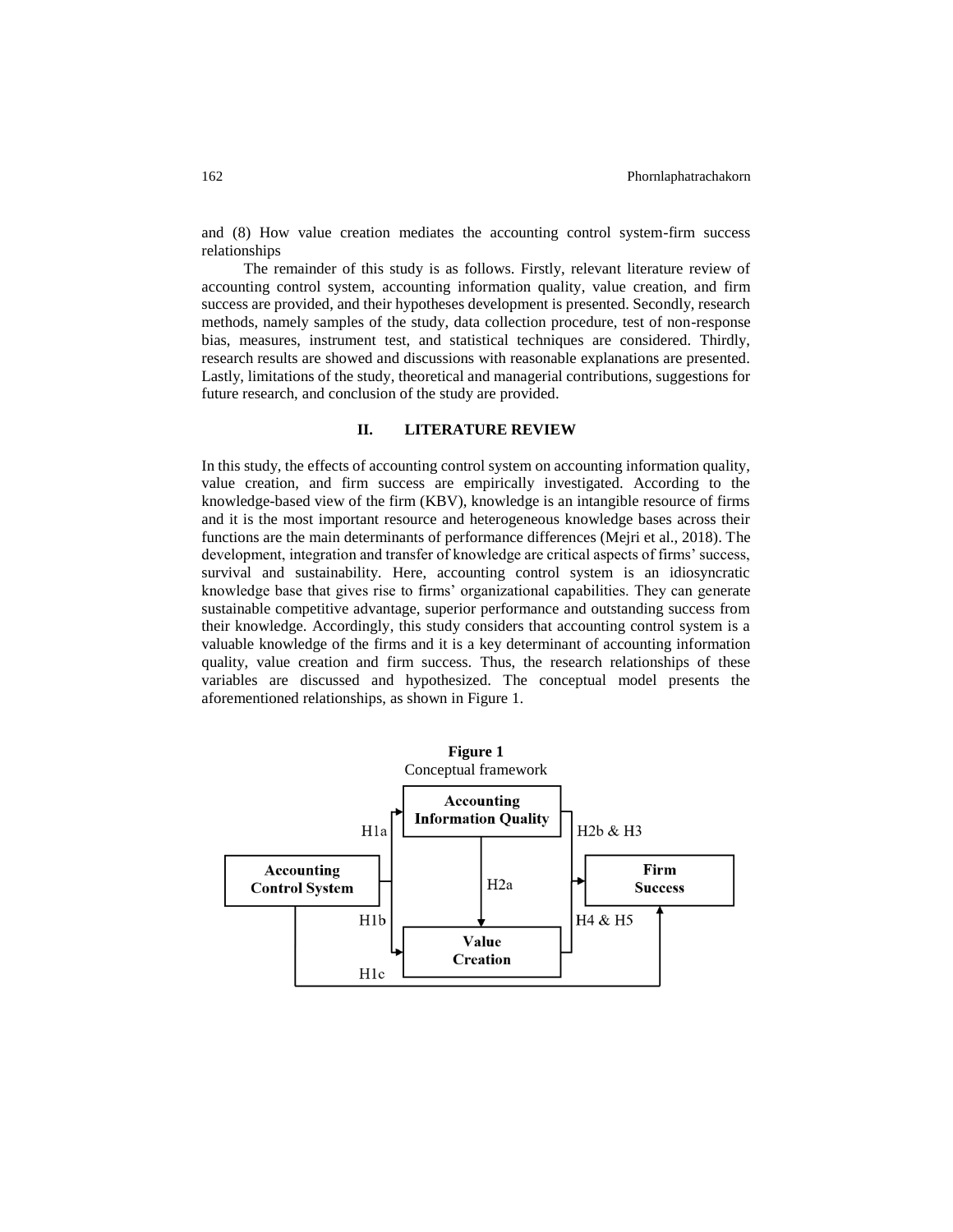and (8) How value creation mediates the accounting control system-firm success relationships

The remainder of this study is as follows. Firstly, relevant literature review of accounting control system, accounting information quality, value creation, and firm success are provided, and their hypotheses development is presented. Secondly, research methods, namely samples of the study, data collection procedure, test of non-response bias, measures, instrument test, and statistical techniques are considered. Thirdly, research results are showed and discussions with reasonable explanations are presented. Lastly, limitations of the study, theoretical and managerial contributions, suggestions for future research, and conclusion of the study are provided.

## II. LITERATURE REVIEW

In this study, the effects of accounting control system on accounting information quality, value creation, and firm success are empirically investigated. According to the knowledge-based view of the firm (KBV), knowledge is an intangible resource of firms and it is the most important resource and heterogeneous knowledge bases across their functions are the main determinants of performance differences (Mejri et al., 2018). The development, integration and transfer of knowledge are critical aspects of firms' success, survival and sustainability. Here, accounting control system is an idiosyncratic knowledge base that gives rise to firms' organizational capabilities. They can generate sustainable competitive advantage, superior performance and outstanding success from their knowledge. Accordingly, this study considers that accounting control system is a valuable knowledge of the firms and it is a key determinant of accounting information quality, value creation and firm success. Thus, the research relationships of these variables are discussed and hypothesized. The conceptual model presents the aforementioned relationships, as shown in Figure 1.

**Figure 1**
Conceptual framework

Accounting Control System → (H1a) → Accounting Information Quality; Accounting Control System → (H1b) → Value Creation; Accounting Control System → (H1c) → Firm Success; Accounting Information Quality → (H2a) → Value Creation; Accounting Information Quality → (H2b & H3) → Firm Success; Value Creation → (H4 & H5) → Firm Success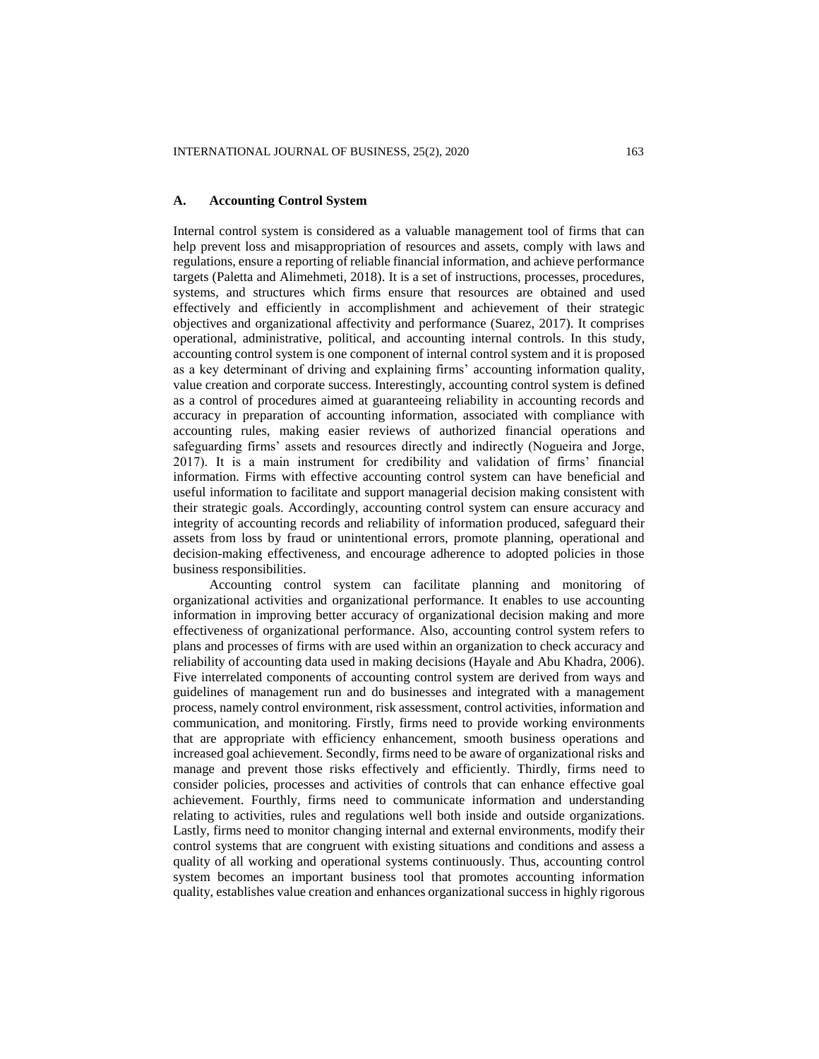### A. Accounting Control System

Internal control system is considered as a valuable management tool of firms that can help prevent loss and misappropriation of resources and assets, comply with laws and regulations, ensure a reporting of reliable financial information, and achieve performance targets (Paletta and Alimehmeti, 2018). It is a set of instructions, processes, procedures, systems, and structures which firms ensure that resources are obtained and used effectively and efficiently in accomplishment and achievement of their strategic objectives and organizational affectivity and performance (Suarez, 2017). It comprises operational, administrative, political, and accounting internal controls. In this study, accounting control system is one component of internal control system and it is proposed as a key determinant of driving and explaining firms' accounting information quality, value creation and corporate success. Interestingly, accounting control system is defined as a control of procedures aimed at guaranteeing reliability in accounting records and accuracy in preparation of accounting information, associated with compliance with accounting rules, making easier reviews of authorized financial operations and safeguarding firms' assets and resources directly and indirectly (Nogueira and Jorge, 2017). It is a main instrument for credibility and validation of firms' financial information. Firms with effective accounting control system can have beneficial and useful information to facilitate and support managerial decision making consistent with their strategic goals. Accordingly, accounting control system can ensure accuracy and integrity of accounting records and reliability of information produced, safeguard their assets from loss by fraud or unintentional errors, promote planning, operational and decision-making effectiveness, and encourage adherence to adopted policies in those business responsibilities.

Accounting control system can facilitate planning and monitoring of organizational activities and organizational performance. It enables to use accounting information in improving better accuracy of organizational decision making and more effectiveness of organizational performance. Also, accounting control system refers to plans and processes of firms with are used within an organization to check accuracy and reliability of accounting data used in making decisions (Hayale and Abu Khadra, 2006). Five interrelated components of accounting control system are derived from ways and guidelines of management run and do businesses and integrated with a management process, namely control environment, risk assessment, control activities, information and communication, and monitoring. Firstly, firms need to provide working environments that are appropriate with efficiency enhancement, smooth business operations and increased goal achievement. Secondly, firms need to be aware of organizational risks and manage and prevent those risks effectively and efficiently. Thirdly, firms need to consider policies, processes and activities of controls that can enhance effective goal achievement. Fourthly, firms need to communicate information and understanding relating to activities, rules and regulations well both inside and outside organizations. Lastly, firms need to monitor changing internal and external environments, modify their control systems that are congruent with existing situations and conditions and assess a quality of all working and operational systems continuously. Thus, accounting control system becomes an important business tool that promotes accounting information quality, establishes value creation and enhances organizational success in highly rigorous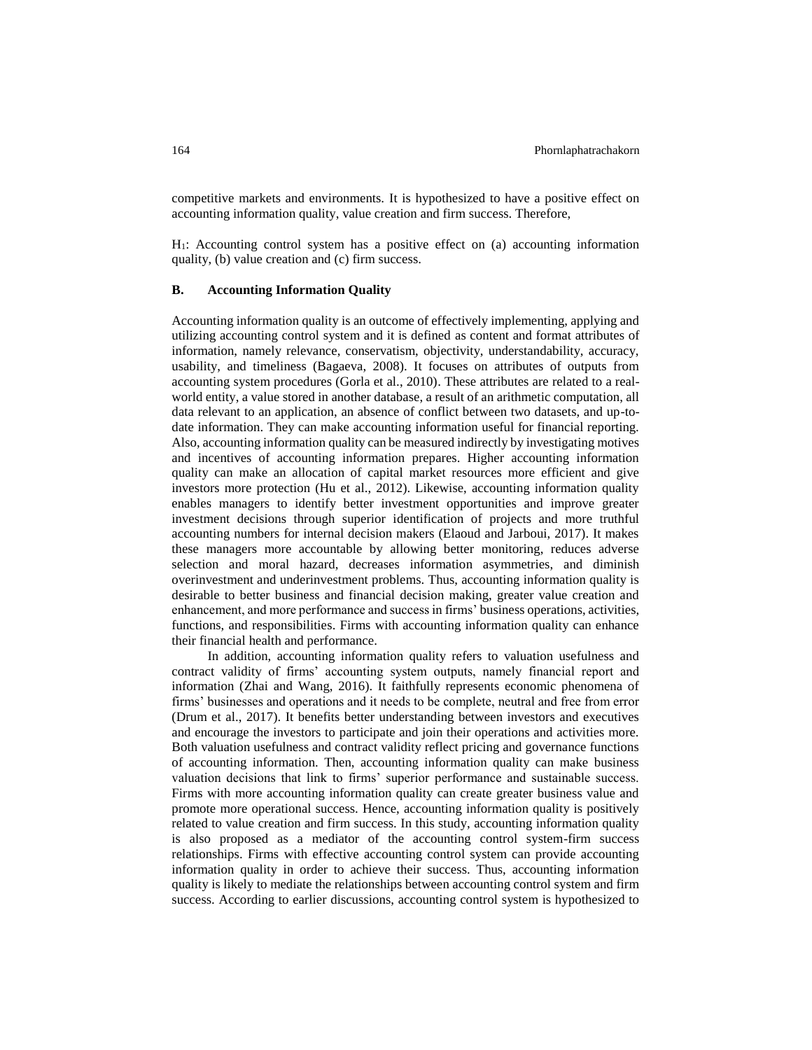competitive markets and environments. It is hypothesized to have a positive effect on accounting information quality, value creation and firm success. Therefore,

$H_1$: Accounting control system has a positive effect on (a) accounting information quality, (b) value creation and (c) firm success.

### B. Accounting Information Quality

Accounting information quality is an outcome of effectively implementing, applying and utilizing accounting control system and it is defined as content and format attributes of information, namely relevance, conservatism, objectivity, understandability, accuracy, usability, and timeliness (Bagaeva, 2008). It focuses on attributes of outputs from accounting system procedures (Gorla et al., 2010). These attributes are related to a real-world entity, a value stored in another database, a result of an arithmetic computation, all data relevant to an application, an absence of conflict between two datasets, and up-to-date information. They can make accounting information useful for financial reporting. Also, accounting information quality can be measured indirectly by investigating motives and incentives of accounting information prepares. Higher accounting information quality can make an allocation of capital market resources more efficient and give investors more protection (Hu et al., 2012). Likewise, accounting information quality enables managers to identify better investment opportunities and improve greater investment decisions through superior identification of projects and more truthful accounting numbers for internal decision makers (Elaoud and Jarboui, 2017). It makes these managers more accountable by allowing better monitoring, reduces adverse selection and moral hazard, decreases information asymmetries, and diminish overinvestment and underinvestment problems. Thus, accounting information quality is desirable to better business and financial decision making, greater value creation and enhancement, and more performance and success in firms' business operations, activities, functions, and responsibilities. Firms with accounting information quality can enhance their financial health and performance.

In addition, accounting information quality refers to valuation usefulness and contract validity of firms' accounting system outputs, namely financial report and information (Zhai and Wang, 2016). It faithfully represents economic phenomena of firms' businesses and operations and it needs to be complete, neutral and free from error (Drum et al., 2017). It benefits better understanding between investors and executives and encourage the investors to participate and join their operations and activities more. Both valuation usefulness and contract validity reflect pricing and governance functions of accounting information. Then, accounting information quality can make business valuation decisions that link to firms' superior performance and sustainable success. Firms with more accounting information quality can create greater business value and promote more operational success. Hence, accounting information quality is positively related to value creation and firm success. In this study, accounting information quality is also proposed as a mediator of the accounting control system-firm success relationships. Firms with effective accounting control system can provide accounting information quality in order to achieve their success. Thus, accounting information quality is likely to mediate the relationships between accounting control system and firm success. According to earlier discussions, accounting control system is hypothesized to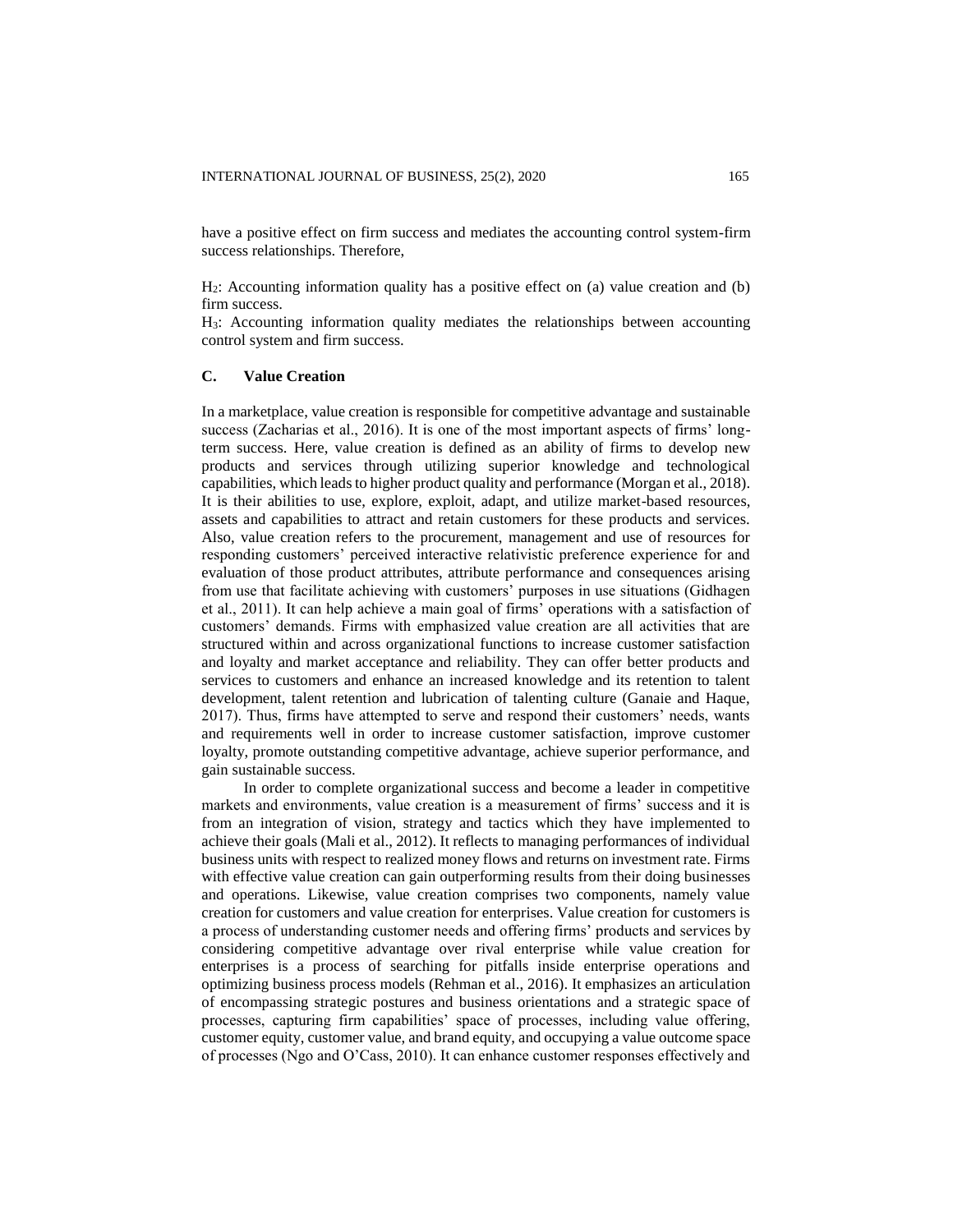have a positive effect on firm success and mediates the accounting control system-firm success relationships. Therefore,

$H_2$: Accounting information quality has a positive effect on (a) value creation and (b) firm success.
$H_3$: Accounting information quality mediates the relationships between accounting control system and firm success.

### C. Value Creation

In a marketplace, value creation is responsible for competitive advantage and sustainable success (Zacharias et al., 2016). It is one of the most important aspects of firms' long-term success. Here, value creation is defined as an ability of firms to develop new products and services through utilizing superior knowledge and technological capabilities, which leads to higher product quality and performance (Morgan et al., 2018). It is their abilities to use, explore, exploit, adapt, and utilize market-based resources, assets and capabilities to attract and retain customers for these products and services. Also, value creation refers to the procurement, management and use of resources for responding customers' perceived interactive relativistic preference experience for and evaluation of those product attributes, attribute performance and consequences arising from use that facilitate achieving with customers' purposes in use situations (Gidhagen et al., 2011). It can help achieve a main goal of firms' operations with a satisfaction of customers' demands. Firms with emphasized value creation are all activities that are structured within and across organizational functions to increase customer satisfaction and loyalty and market acceptance and reliability. They can offer better products and services to customers and enhance an increased knowledge and its retention to talent development, talent retention and lubrication of talenting culture (Ganaie and Haque, 2017). Thus, firms have attempted to serve and respond their customers' needs, wants and requirements well in order to increase customer satisfaction, improve customer loyalty, promote outstanding competitive advantage, achieve superior performance, and gain sustainable success.

In order to complete organizational success and become a leader in competitive markets and environments, value creation is a measurement of firms' success and it is from an integration of vision, strategy and tactics which they have implemented to achieve their goals (Mali et al., 2012). It reflects to managing performances of individual business units with respect to realized money flows and returns on investment rate. Firms with effective value creation can gain outperforming results from their doing businesses and operations. Likewise, value creation comprises two components, namely value creation for customers and value creation for enterprises. Value creation for customers is a process of understanding customer needs and offering firms' products and services by considering competitive advantage over rival enterprise while value creation for enterprises is a process of searching for pitfalls inside enterprise operations and optimizing business process models (Rehman et al., 2016). It emphasizes an articulation of encompassing strategic postures and business orientations and a strategic space of processes, capturing firm capabilities' space of processes, including value offering, customer equity, customer value, and brand equity, and occupying a value outcome space of processes (Ngo and O'Cass, 2010). It can enhance customer responses effectively and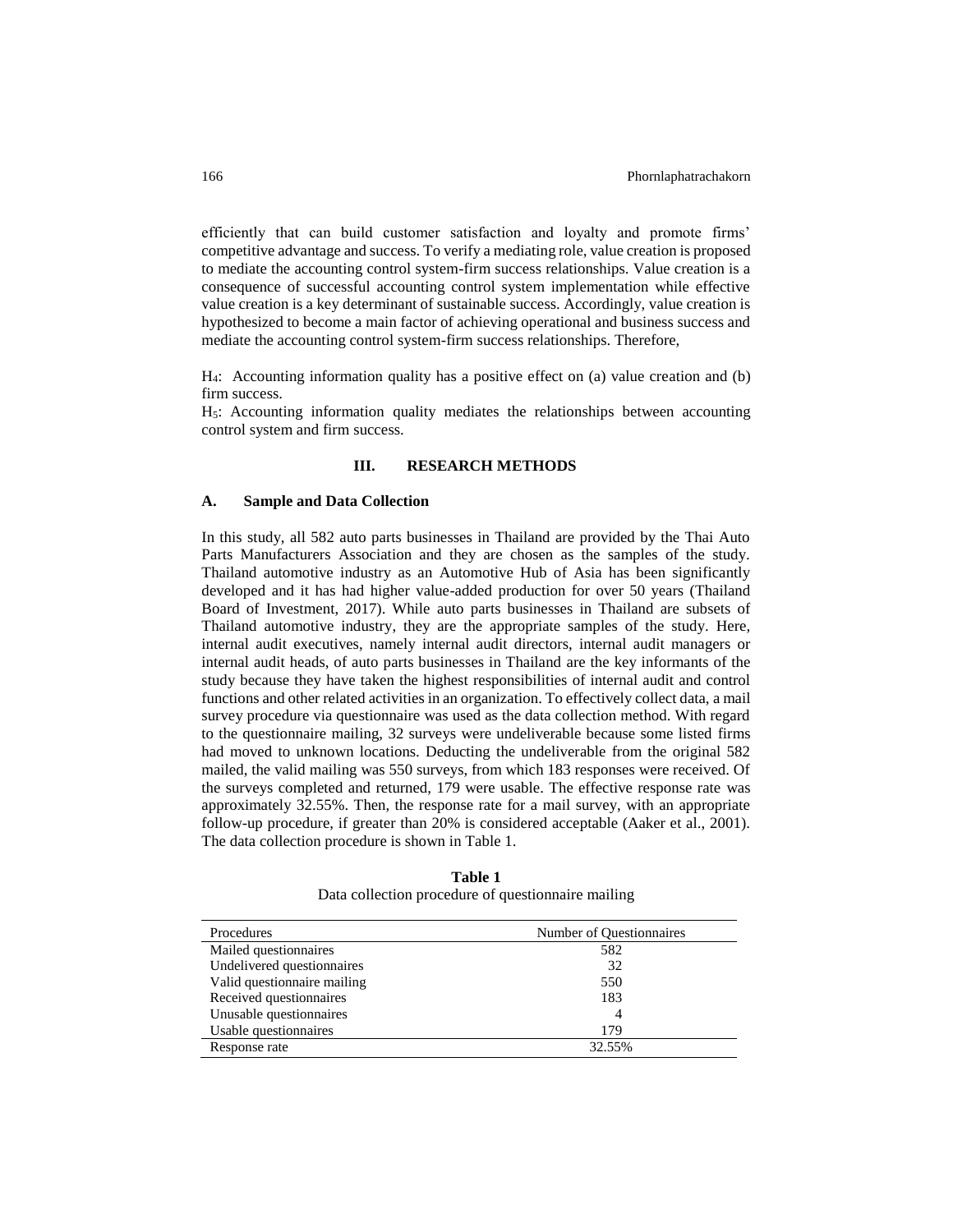efficiently that can build customer satisfaction and loyalty and promote firms' competitive advantage and success. To verify a mediating role, value creation is proposed to mediate the accounting control system-firm success relationships. Value creation is a consequence of successful accounting control system implementation while effective value creation is a key determinant of sustainable success. Accordingly, value creation is hypothesized to become a main factor of achieving operational and business success and mediate the accounting control system-firm success relationships. Therefore,

$H_4$: Accounting information quality has a positive effect on (a) value creation and (b) firm success.

$H_5$: Accounting information quality mediates the relationships between accounting control system and firm success.

## III. RESEARCH METHODS

### A. Sample and Data Collection

In this study, all 582 auto parts businesses in Thailand are provided by the Thai Auto Parts Manufacturers Association and they are chosen as the samples of the study. Thailand automotive industry as an Automotive Hub of Asia has been significantly developed and it has had higher value-added production for over 50 years (Thailand Board of Investment, 2017). While auto parts businesses in Thailand are subsets of Thailand automotive industry, they are the appropriate samples of the study. Here, internal audit executives, namely internal audit directors, internal audit managers or internal audit heads, of auto parts businesses in Thailand are the key informants of the study because they have taken the highest responsibilities of internal audit and control functions and other related activities in an organization. To effectively collect data, a mail survey procedure via questionnaire was used as the data collection method. With regard to the questionnaire mailing, 32 surveys were undeliverable because some listed firms had moved to unknown locations. Deducting the undeliverable from the original 582 mailed, the valid mailing was 550 surveys, from which 183 responses were received. Of the surveys completed and returned, 179 were usable. The effective response rate was approximately 32.55%. Then, the response rate for a mail survey, with an appropriate follow-up procedure, if greater than 20% is considered acceptable (Aaker et al., 2001). The data collection procedure is shown in Table 1.

**Table 1**
Data collection procedure of questionnaire mailing

| Procedures | Number of Questionnaires |
|---|---|
| Mailed questionnaires | 582 |
| Undelivered questionnaires | 32 |
| Valid questionnaire mailing | 550 |
| Received questionnaires | 183 |
| Unusable questionnaires | 4 |
| Usable questionnaires | 179 |
| Response rate | 32.55% |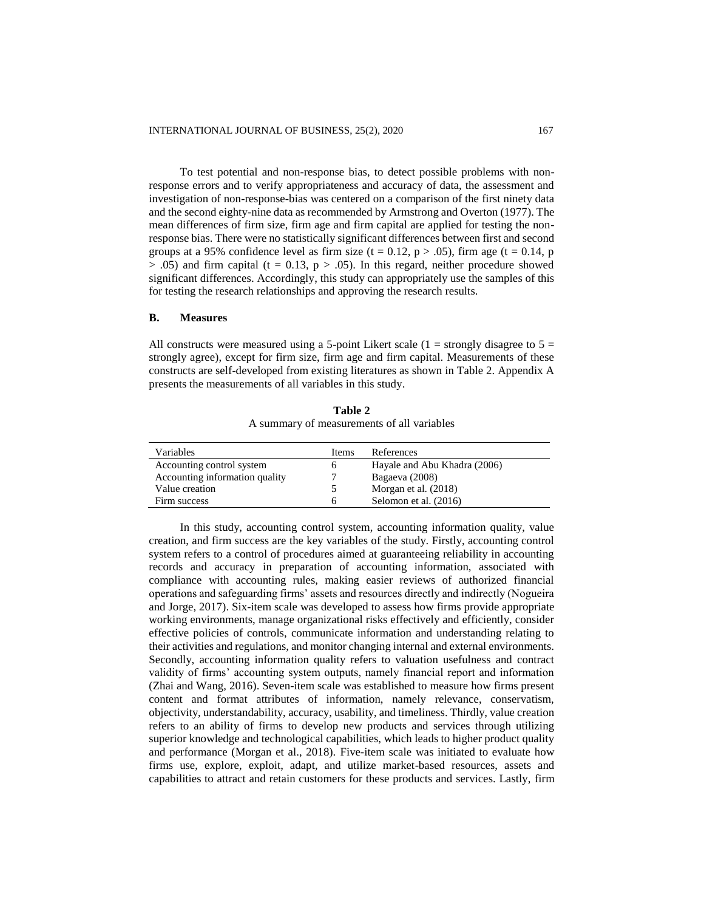To test potential and non-response bias, to detect possible problems with non-response errors and to verify appropriateness and accuracy of data, the assessment and investigation of non-response-bias was centered on a comparison of the first ninety data and the second eighty-nine data as recommended by Armstrong and Overton (1977). The mean differences of firm size, firm age and firm capital are applied for testing the non-response bias. There were no statistically significant differences between first and second groups at a 95% confidence level as firm size ($t = 0.12$, $p > .05$), firm age ($t = 0.14$, $p > .05$) and firm capital ($t = 0.13$, $p > .05$). In this regard, neither procedure showed significant differences. Accordingly, this study can appropriately use the samples of this for testing the research relationships and approving the research results.

## B. Measures

All constructs were measured using a 5-point Likert scale (1 = strongly disagree to 5 = strongly agree), except for firm size, firm age and firm capital. Measurements of these constructs are self-developed from existing literatures as shown in Table 2. Appendix A presents the measurements of all variables in this study.

**Table 2**
A summary of measurements of all variables

| Variables | Items | References |
|---|---|---|
| Accounting control system | 6 | Hayale and Abu Khadra (2006) |
| Accounting information quality | 7 | Bagaeva (2008) |
| Value creation | 5 | Morgan et al. (2018) |
| Firm success | 6 | Selomon et al. (2016) |

In this study, accounting control system, accounting information quality, value creation, and firm success are the key variables of the study. Firstly, accounting control system refers to a control of procedures aimed at guaranteeing reliability in accounting records and accuracy in preparation of accounting information, associated with compliance with accounting rules, making easier reviews of authorized financial operations and safeguarding firms' assets and resources directly and indirectly (Nogueira and Jorge, 2017). Six-item scale was developed to assess how firms provide appropriate working environments, manage organizational risks effectively and efficiently, consider effective policies of controls, communicate information and understanding relating to their activities and regulations, and monitor changing internal and external environments. Secondly, accounting information quality refers to valuation usefulness and contract validity of firms' accounting system outputs, namely financial report and information (Zhai and Wang, 2016). Seven-item scale was established to measure how firms present content and format attributes of information, namely relevance, conservatism, objectivity, understandability, accuracy, usability, and timeliness. Thirdly, value creation refers to an ability of firms to develop new products and services through utilizing superior knowledge and technological capabilities, which leads to higher product quality and performance (Morgan et al., 2018). Five-item scale was initiated to evaluate how firms use, explore, exploit, adapt, and utilize market-based resources, assets and capabilities to attract and retain customers for these products and services. Lastly, firm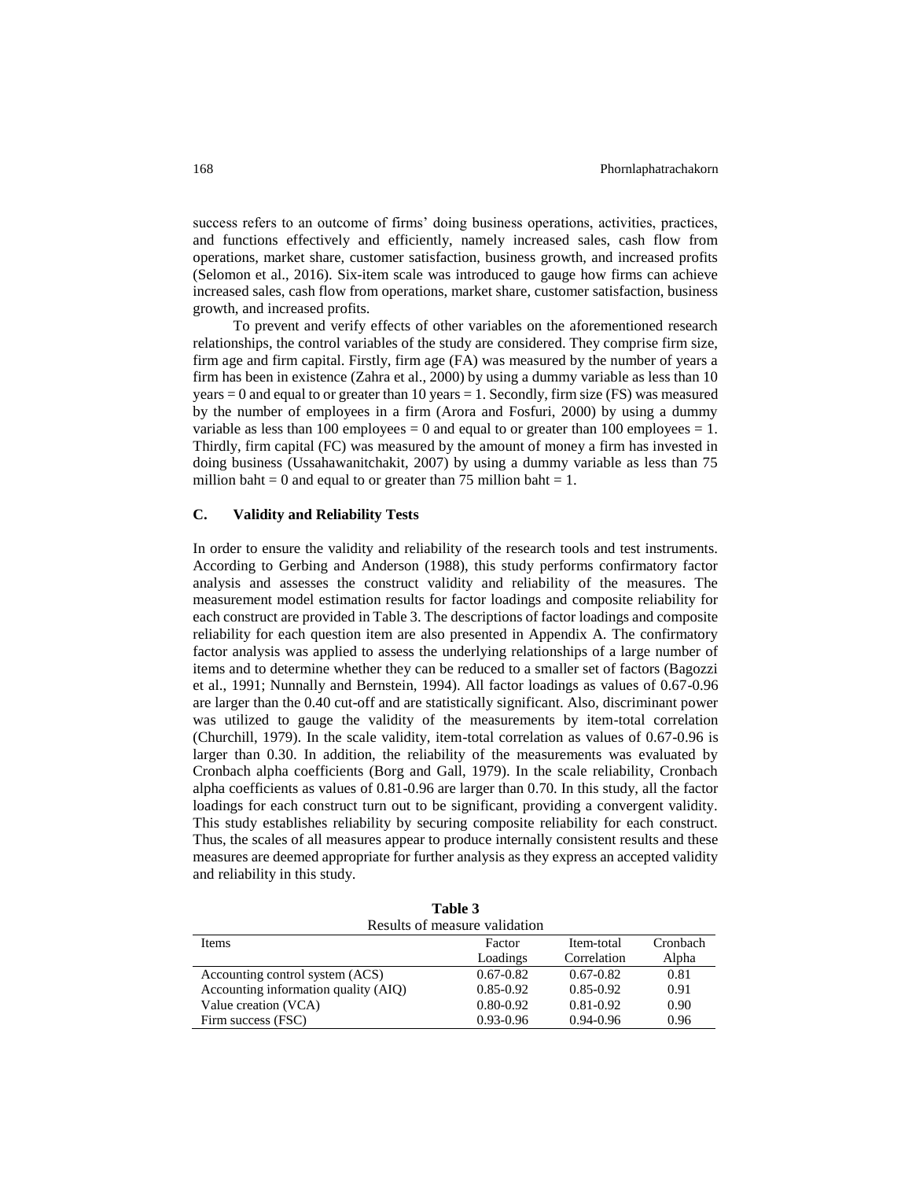success refers to an outcome of firms' doing business operations, activities, practices, and functions effectively and efficiently, namely increased sales, cash flow from operations, market share, customer satisfaction, business growth, and increased profits (Selomon et al., 2016). Six-item scale was introduced to gauge how firms can achieve increased sales, cash flow from operations, market share, customer satisfaction, business growth, and increased profits.

To prevent and verify effects of other variables on the aforementioned research relationships, the control variables of the study are considered. They comprise firm size, firm age and firm capital. Firstly, firm age (FA) was measured by the number of years a firm has been in existence (Zahra et al., 2000) by using a dummy variable as less than 10 years = 0 and equal to or greater than 10 years = 1. Secondly, firm size (FS) was measured by the number of employees in a firm (Arora and Fosfuri, 2000) by using a dummy variable as less than 100 employees = 0 and equal to or greater than 100 employees = 1. Thirdly, firm capital (FC) was measured by the amount of money a firm has invested in doing business (Ussahawanitchakit, 2007) by using a dummy variable as less than 75 million baht = 0 and equal to or greater than 75 million baht = 1.

### C. Validity and Reliability Tests

In order to ensure the validity and reliability of the research tools and test instruments. According to Gerbing and Anderson (1988), this study performs confirmatory factor analysis and assesses the construct validity and reliability of the measures. The measurement model estimation results for factor loadings and composite reliability for each construct are provided in Table 3. The descriptions of factor loadings and composite reliability for each question item are also presented in Appendix A. The confirmatory factor analysis was applied to assess the underlying relationships of a large number of items and to determine whether they can be reduced to a smaller set of factors (Bagozzi et al., 1991; Nunnally and Bernstein, 1994). All factor loadings as values of 0.67-0.96 are larger than the 0.40 cut-off and are statistically significant. Also, discriminant power was utilized to gauge the validity of the measurements by item-total correlation (Churchill, 1979). In the scale validity, item-total correlation as values of 0.67-0.96 is larger than 0.30. In addition, the reliability of the measurements was evaluated by Cronbach alpha coefficients (Borg and Gall, 1979). In the scale reliability, Cronbach alpha coefficients as values of 0.81-0.96 are larger than 0.70. In this study, all the factor loadings for each construct turn out to be significant, providing a convergent validity. This study establishes reliability by securing composite reliability for each construct. Thus, the scales of all measures appear to produce internally consistent results and these measures are deemed appropriate for further analysis as they express an accepted validity and reliability in this study.

**Table 3**
Results of measure validation

| Items | Factor Loadings | Item-total Correlation | Cronbach Alpha |
|---|---|---|---|
| Accounting control system (ACS) | 0.67-0.82 | 0.67-0.82 | 0.81 |
| Accounting information quality (AIQ) | 0.85-0.92 | 0.85-0.92 | 0.91 |
| Value creation (VCA) | 0.80-0.92 | 0.81-0.92 | 0.90 |
| Firm success (FSC) | 0.93-0.96 | 0.94-0.96 | 0.96 |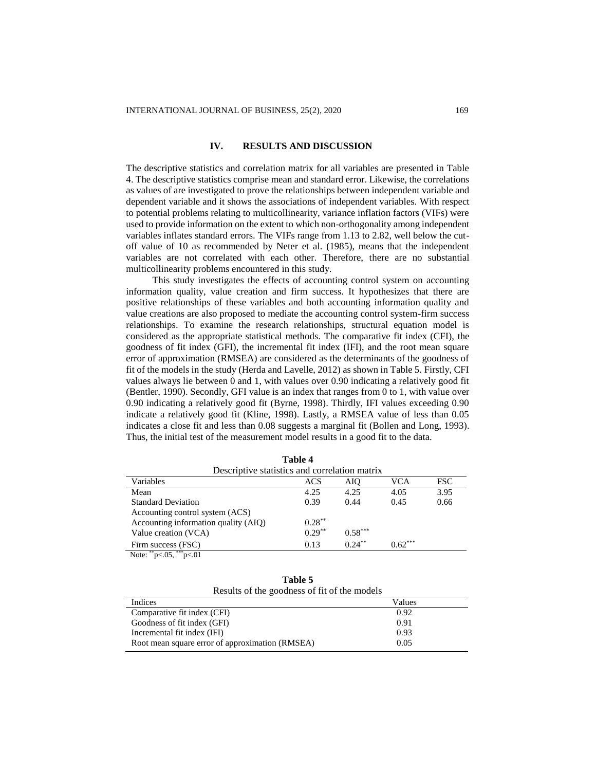## IV. RESULTS AND DISCUSSION

The descriptive statistics and correlation matrix for all variables are presented in Table 4. The descriptive statistics comprise mean and standard error. Likewise, the correlations as values of are investigated to prove the relationships between independent variable and dependent variable and it shows the associations of independent variables. With respect to potential problems relating to multicollinearity, variance inflation factors (VIFs) were used to provide information on the extent to which non-orthogonality among independent variables inflates standard errors. The VIFs range from 1.13 to 2.82, well below the cut-off value of 10 as recommended by Neter et al. (1985), means that the independent variables are not correlated with each other. Therefore, there are no substantial multicollinearity problems encountered in this study.

This study investigates the effects of accounting control system on accounting information quality, value creation and firm success. It hypothesizes that there are positive relationships of these variables and both accounting information quality and value creations are also proposed to mediate the accounting control system-firm success relationships. To examine the research relationships, structural equation model is considered as the appropriate statistical methods. The comparative fit index (CFI), the goodness of fit index (GFI), the incremental fit index (IFI), and the root mean square error of approximation (RMSEA) are considered as the determinants of the goodness of fit of the models in the study (Herda and Lavelle, 2012) as shown in Table 5. Firstly, CFI values always lie between 0 and 1, with values over 0.90 indicating a relatively good fit (Bentler, 1990). Secondly, GFI value is an index that ranges from 0 to 1, with value over 0.90 indicating a relatively good fit (Byrne, 1998). Thirdly, IFI values exceeding 0.90 indicate a relatively good fit (Kline, 1998). Lastly, a RMSEA value of less than 0.05 indicates a close fit and less than 0.08 suggests a marginal fit (Bollen and Long, 1993). Thus, the initial test of the measurement model results in a good fit to the data.

**Table 4**
Descriptive statistics and correlation matrix

| Variables | ACS | AIQ | VCA | FSC |
|---|---|---|---|---|
| Mean | 4.25 | 4.25 | 4.05 | 3.95 |
| Standard Deviation | 0.39 | 0.44 | 0.45 | 0.66 |
| Accounting control system (ACS) | | | | |
| Accounting information quality (AIQ) | $0.28^{**}$ | | | |
| Value creation (VCA) | $0.29^{**}$ | $0.58^{***}$ | | |
| Firm success (FSC) | 0.13 | $0.24^{**}$ | $0.62^{***}$ | |

Note: $^{**}p<.05$, $^{***}p<.01$

**Table 5**
Results of the goodness of fit of the models

| Indices | Values |
|---|---|
| Comparative fit index (CFI) | 0.92 |
| Goodness of fit index (GFI) | 0.91 |
| Incremental fit index (IFI) | 0.93 |
| Root mean square error of approximation (RMSEA) | 0.05 |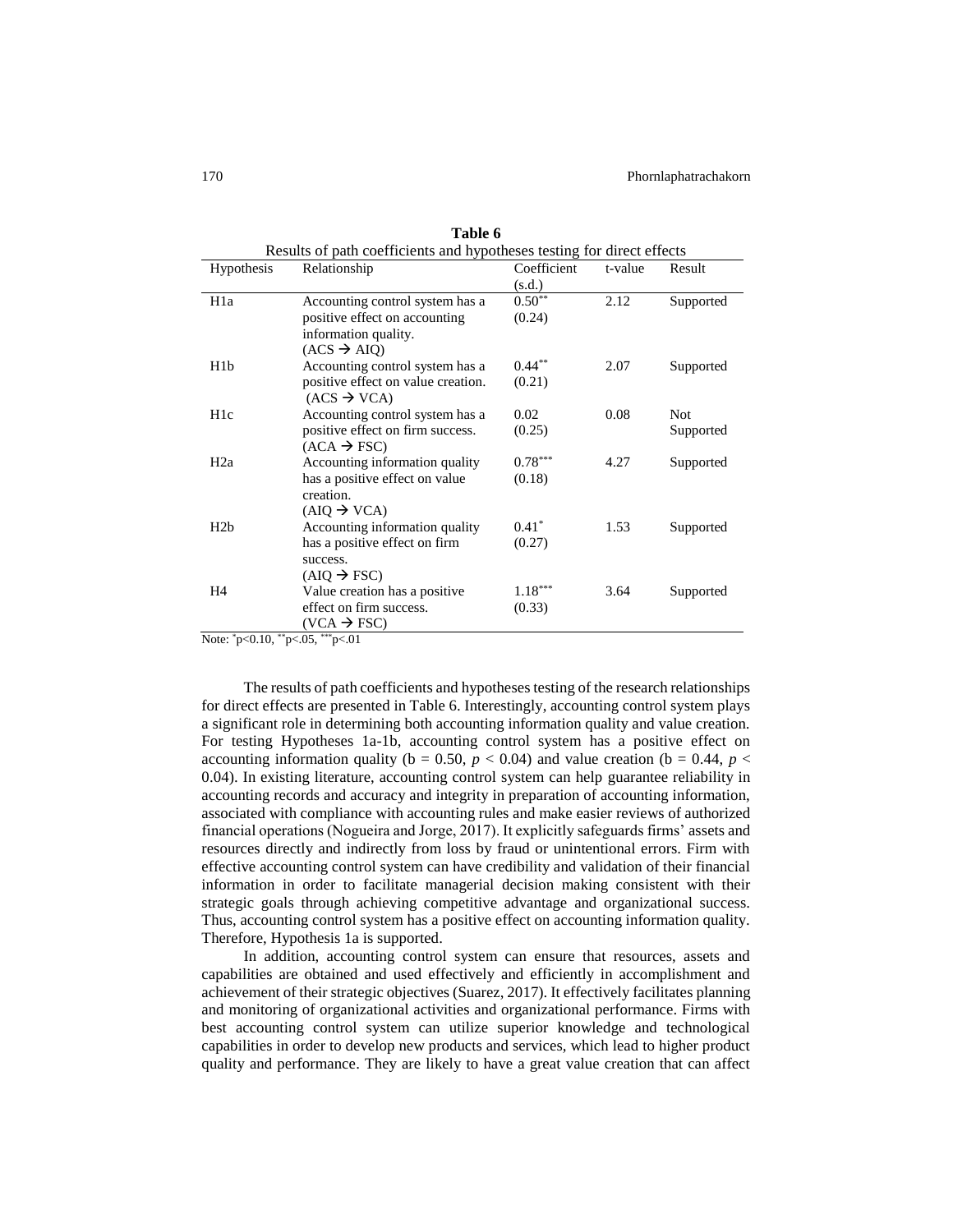**Table 6**

Results of path coefficients and hypotheses testing for direct effects

| Hypothesis | Relationship | Coefficient (s.d.) | t-value | Result |
|---|---|---|---|---|
| H1a | Accounting control system has a positive effect on accounting information quality. (ACS → AIQ) | $0.50^{**}$ (0.24) | 2.12 | Supported |
| H1b | Accounting control system has a positive effect on value creation. (ACS → VCA) | $0.44^{**}$ (0.21) | 2.07 | Supported |
| H1c | Accounting control system has a positive effect on firm success. (ACA → FSC) | 0.02 (0.25) | 0.08 | Not Supported |
| H2a | Accounting information quality has a positive effect on value creation. (AIQ → VCA) | $0.78^{***}$ (0.18) | 4.27 | Supported |
| H2b | Accounting information quality has a positive effect on firm success. (AIQ → FSC) | $0.41^{*}$ (0.27) | 1.53 | Supported |
| H4 | Value creation has a positive effect on firm success. (VCA → FSC) | $1.18^{***}$ (0.33) | 3.64 | Supported |

Note: $^{*}p<0.10$, $^{**}p<.05$, $^{***}p<.01$

The results of path coefficients and hypotheses testing of the research relationships for direct effects are presented in Table 6. Interestingly, accounting control system plays a significant role in determining both accounting information quality and value creation. For testing Hypotheses 1a-1b, accounting control system has a positive effect on accounting information quality (b = 0.50, $p < 0.04$) and value creation (b = 0.44, $p < 0.04$). In existing literature, accounting control system can help guarantee reliability in accounting records and accuracy and integrity in preparation of accounting information, associated with compliance with accounting rules and make easier reviews of authorized financial operations (Nogueira and Jorge, 2017). It explicitly safeguards firms' assets and resources directly and indirectly from loss by fraud or unintentional errors. Firm with effective accounting control system can have credibility and validation of their financial information in order to facilitate managerial decision making consistent with their strategic goals through achieving competitive advantage and organizational success. Thus, accounting control system has a positive effect on accounting information quality. Therefore, Hypothesis 1a is supported.

In addition, accounting control system can ensure that resources, assets and capabilities are obtained and used effectively and efficiently in accomplishment and achievement of their strategic objectives (Suarez, 2017). It effectively facilitates planning and monitoring of organizational activities and organizational performance. Firms with best accounting control system can utilize superior knowledge and technological capabilities in order to develop new products and services, which lead to higher product quality and performance. They are likely to have a great value creation that can affect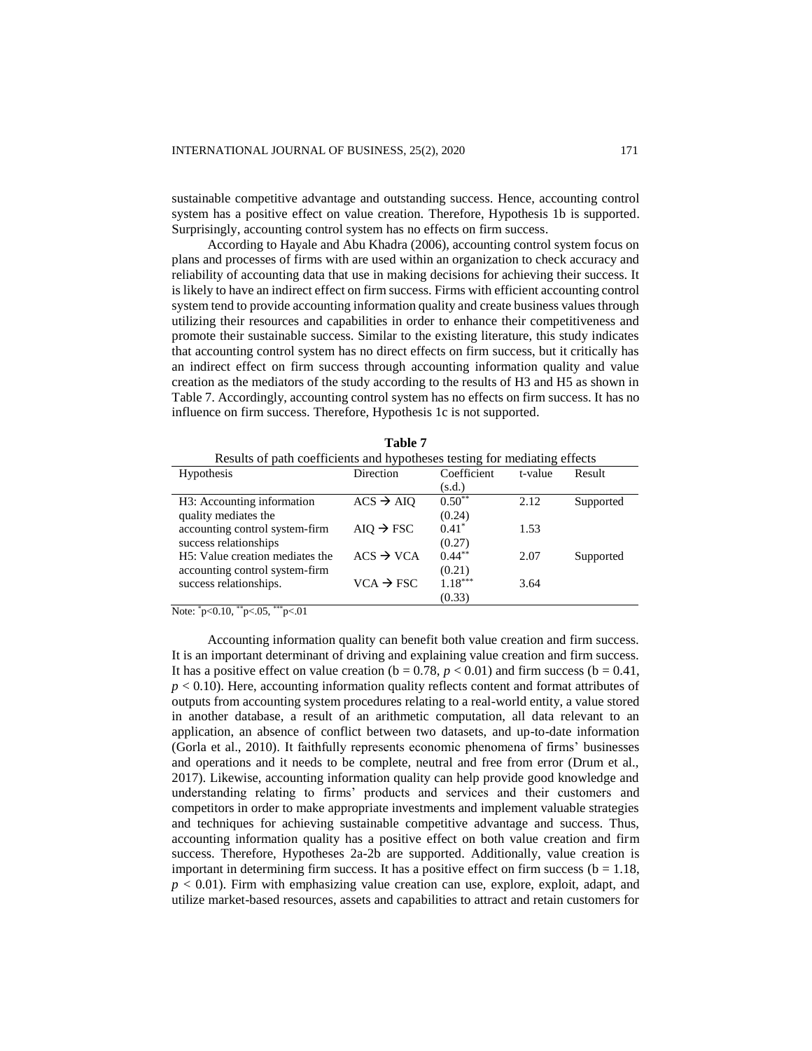sustainable competitive advantage and outstanding success. Hence, accounting control system has a positive effect on value creation. Therefore, Hypothesis 1b is supported. Surprisingly, accounting control system has no effects on firm success.

According to Hayale and Abu Khadra (2006), accounting control system focus on plans and processes of firms with are used within an organization to check accuracy and reliability of accounting data that use in making decisions for achieving their success. It is likely to have an indirect effect on firm success. Firms with efficient accounting control system tend to provide accounting information quality and create business values through utilizing their resources and capabilities in order to enhance their competitiveness and promote their sustainable success. Similar to the existing literature, this study indicates that accounting control system has no direct effects on firm success, but it critically has an indirect effect on firm success through accounting information quality and value creation as the mediators of the study according to the results of H3 and H5 as shown in Table 7. Accordingly, accounting control system has no effects on firm success. It has no influence on firm success. Therefore, Hypothesis 1c is not supported.

**Table 7**

Results of path coefficients and hypotheses testing for mediating effects

| Hypothesis | Direction | Coefficient (s.d.) | t-value | Result |
|---|---|---|---|---|
| H3: Accounting information quality mediates the | ACS → AIQ | $0.50^{**}$ (0.24) | 2.12 | Supported |
| accounting control system-firm success relationships | AIQ → FSC | $0.41^{*}$ (0.27) | 1.53 | |
| H5: Value creation mediates the accounting control system-firm | ACS → VCA | $0.44^{**}$ (0.21) | 2.07 | Supported |
| success relationships. | VCA → FSC | $1.18^{***}$ (0.33) | 3.64 | |

Note: $^{*}p<0.10$, $^{**}p<.05$, $^{***}p<.01$

Accounting information quality can benefit both value creation and firm success. It is an important determinant of driving and explaining value creation and firm success. It has a positive effect on value creation (b = 0.78, $p < 0.01$) and firm success (b = 0.41, $p < 0.10$). Here, accounting information quality reflects content and format attributes of outputs from accounting system procedures relating to a real-world entity, a value stored in another database, a result of an arithmetic computation, all data relevant to an application, an absence of conflict between two datasets, and up-to-date information (Gorla et al., 2010). It faithfully represents economic phenomena of firms' businesses and operations and it needs to be complete, neutral and free from error (Drum et al., 2017). Likewise, accounting information quality can help provide good knowledge and understanding relating to firms' products and services and their customers and competitors in order to make appropriate investments and implement valuable strategies and techniques for achieving sustainable competitive advantage and success. Thus, accounting information quality has a positive effect on both value creation and firm success. Therefore, Hypotheses 2a-2b are supported. Additionally, value creation is important in determining firm success. It has a positive effect on firm success (b = 1.18, $p < 0.01$). Firm with emphasizing value creation can use, explore, exploit, adapt, and utilize market-based resources, assets and capabilities to attract and retain customers for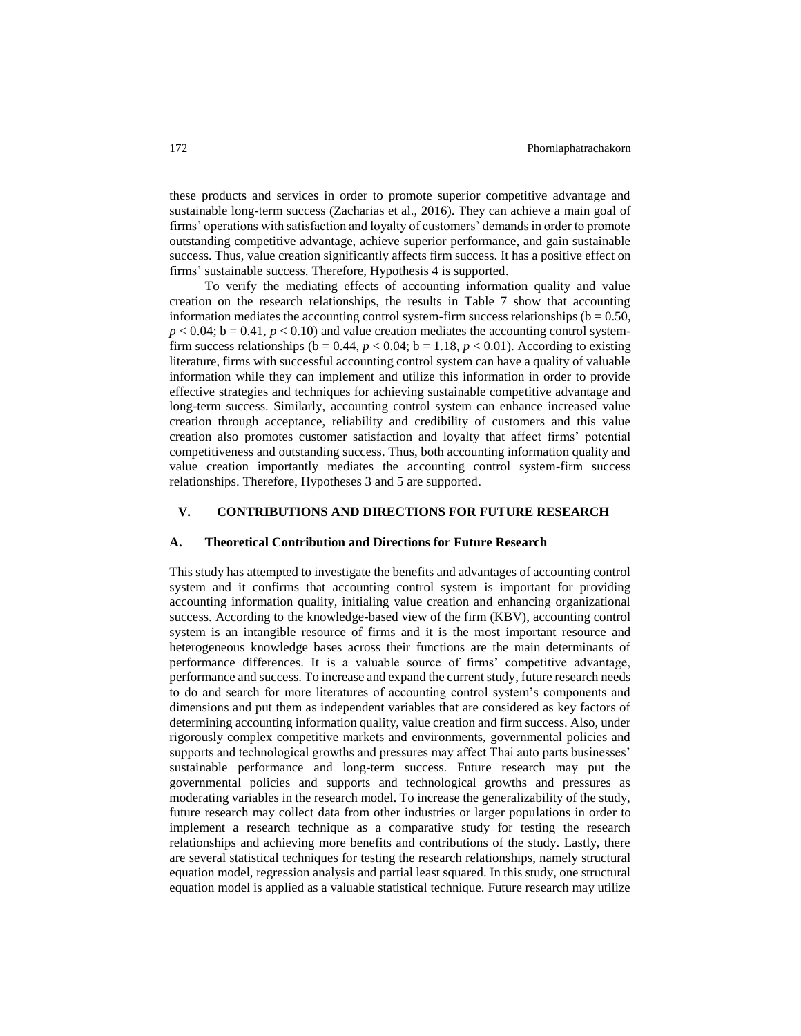these products and services in order to promote superior competitive advantage and sustainable long-term success (Zacharias et al., 2016). They can achieve a main goal of firms' operations with satisfaction and loyalty of customers' demands in order to promote outstanding competitive advantage, achieve superior performance, and gain sustainable success. Thus, value creation significantly affects firm success. It has a positive effect on firms' sustainable success. Therefore, Hypothesis 4 is supported.

To verify the mediating effects of accounting information quality and value creation on the research relationships, the results in Table 7 show that accounting information mediates the accounting control system-firm success relationships (b = 0.50, $p < 0.04$; b = 0.41, $p < 0.10$) and value creation mediates the accounting control system-firm success relationships (b = 0.44, $p < 0.04$; b = 1.18, $p < 0.01$). According to existing literature, firms with successful accounting control system can have a quality of valuable information while they can implement and utilize this information in order to provide effective strategies and techniques for achieving sustainable competitive advantage and long-term success. Similarly, accounting control system can enhance increased value creation through acceptance, reliability and credibility of customers and this value creation also promotes customer satisfaction and loyalty that affect firms' potential competitiveness and outstanding success. Thus, both accounting information quality and value creation importantly mediates the accounting control system-firm success relationships. Therefore, Hypotheses 3 and 5 are supported.

## V. CONTRIBUTIONS AND DIRECTIONS FOR FUTURE RESEARCH

### A. Theoretical Contribution and Directions for Future Research

This study has attempted to investigate the benefits and advantages of accounting control system and it confirms that accounting control system is important for providing accounting information quality, initialing value creation and enhancing organizational success. According to the knowledge-based view of the firm (KBV), accounting control system is an intangible resource of firms and it is the most important resource and heterogeneous knowledge bases across their functions are the main determinants of performance differences. It is a valuable source of firms' competitive advantage, performance and success. To increase and expand the current study, future research needs to do and search for more literatures of accounting control system's components and dimensions and put them as independent variables that are considered as key factors of determining accounting information quality, value creation and firm success. Also, under rigorously complex competitive markets and environments, governmental policies and supports and technological growths and pressures may affect Thai auto parts businesses' sustainable performance and long-term success. Future research may put the governmental policies and supports and technological growths and pressures as moderating variables in the research model. To increase the generalizability of the study, future research may collect data from other industries or larger populations in order to implement a research technique as a comparative study for testing the research relationships and achieving more benefits and contributions of the study. Lastly, there are several statistical techniques for testing the research relationships, namely structural equation model, regression analysis and partial least squared. In this study, one structural equation model is applied as a valuable statistical technique. Future research may utilize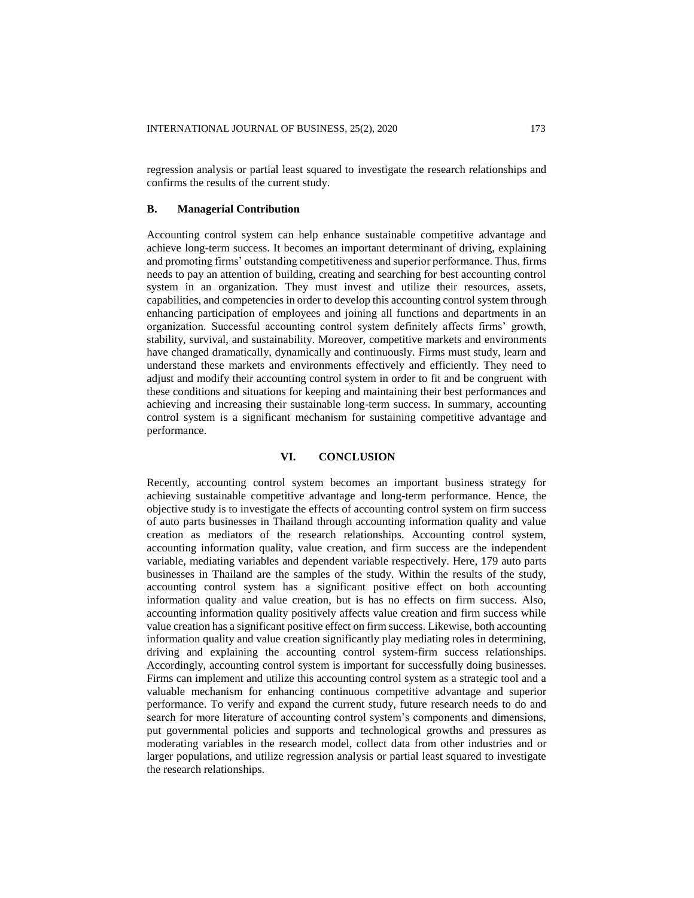regression analysis or partial least squared to investigate the research relationships and confirms the results of the current study.

### B. Managerial Contribution

Accounting control system can help enhance sustainable competitive advantage and achieve long-term success. It becomes an important determinant of driving, explaining and promoting firms' outstanding competitiveness and superior performance. Thus, firms needs to pay an attention of building, creating and searching for best accounting control system in an organization. They must invest and utilize their resources, assets, capabilities, and competencies in order to develop this accounting control system through enhancing participation of employees and joining all functions and departments in an organization. Successful accounting control system definitely affects firms' growth, stability, survival, and sustainability. Moreover, competitive markets and environments have changed dramatically, dynamically and continuously. Firms must study, learn and understand these markets and environments effectively and efficiently. They need to adjust and modify their accounting control system in order to fit and be congruent with these conditions and situations for keeping and maintaining their best performances and achieving and increasing their sustainable long-term success. In summary, accounting control system is a significant mechanism for sustaining competitive advantage and performance.

## VI. CONCLUSION

Recently, accounting control system becomes an important business strategy for achieving sustainable competitive advantage and long-term performance. Hence, the objective study is to investigate the effects of accounting control system on firm success of auto parts businesses in Thailand through accounting information quality and value creation as mediators of the research relationships. Accounting control system, accounting information quality, value creation, and firm success are the independent variable, mediating variables and dependent variable respectively. Here, 179 auto parts businesses in Thailand are the samples of the study. Within the results of the study, accounting control system has a significant positive effect on both accounting information quality and value creation, but is has no effects on firm success. Also, accounting information quality positively affects value creation and firm success while value creation has a significant positive effect on firm success. Likewise, both accounting information quality and value creation significantly play mediating roles in determining, driving and explaining the accounting control system-firm success relationships. Accordingly, accounting control system is important for successfully doing businesses. Firms can implement and utilize this accounting control system as a strategic tool and a valuable mechanism for enhancing continuous competitive advantage and superior performance. To verify and expand the current study, future research needs to do and search for more literature of accounting control system's components and dimensions, put governmental policies and supports and technological growths and pressures as moderating variables in the research model, collect data from other industries and or larger populations, and utilize regression analysis or partial least squared to investigate the research relationships.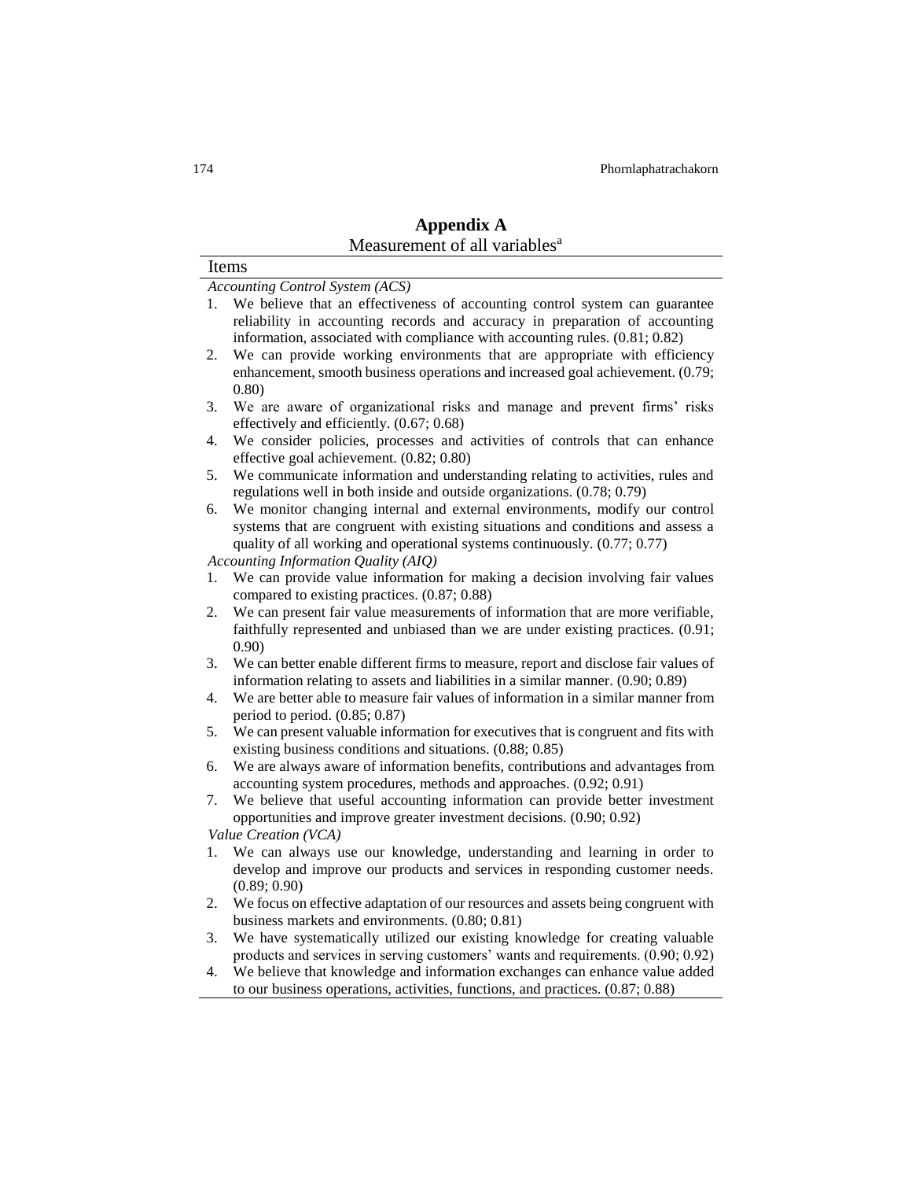## Appendix A

Measurement of all variables[a]

**Items**

*Accounting Control System (ACS)*

1. We believe that an effectiveness of accounting control system can guarantee reliability in accounting records and accuracy in preparation of accounting information, associated with compliance with accounting rules. (0.81; 0.82)
2. We can provide working environments that are appropriate with efficiency enhancement, smooth business operations and increased goal achievement. (0.79; 0.80)
3. We are aware of organizational risks and manage and prevent firms' risks effectively and efficiently. (0.67; 0.68)
4. We consider policies, processes and activities of controls that can enhance effective goal achievement. (0.82; 0.80)
5. We communicate information and understanding relating to activities, rules and regulations well in both inside and outside organizations. (0.78; 0.79)
6. We monitor changing internal and external environments, modify our control systems that are congruent with existing situations and conditions and assess a quality of all working and operational systems continuously. (0.77; 0.77)

*Accounting Information Quality (AIQ)*

1. We can provide value information for making a decision involving fair values compared to existing practices. (0.87; 0.88)
2. We can present fair value measurements of information that are more verifiable, faithfully represented and unbiased than we are under existing practices. (0.91; 0.90)
3. We can better enable different firms to measure, report and disclose fair values of information relating to assets and liabilities in a similar manner. (0.90; 0.89)
4. We are better able to measure fair values of information in a similar manner from period to period. (0.85; 0.87)
5. We can present valuable information for executives that is congruent and fits with existing business conditions and situations. (0.88; 0.85)
6. We are always aware of information benefits, contributions and advantages from accounting system procedures, methods and approaches. (0.92; 0.91)
7. We believe that useful accounting information can provide better investment opportunities and improve greater investment decisions. (0.90; 0.92)

*Value Creation (VCA)*

1. We can always use our knowledge, understanding and learning in order to develop and improve our products and services in responding customer needs. (0.89; 0.90)
2. We focus on effective adaptation of our resources and assets being congruent with business markets and environments. (0.80; 0.81)
3. We have systematically utilized our existing knowledge for creating valuable products and services in serving customers' wants and requirements. (0.90; 0.92)
4. We believe that knowledge and information exchanges can enhance value added to our business operations, activities, functions, and practices. (0.87; 0.88)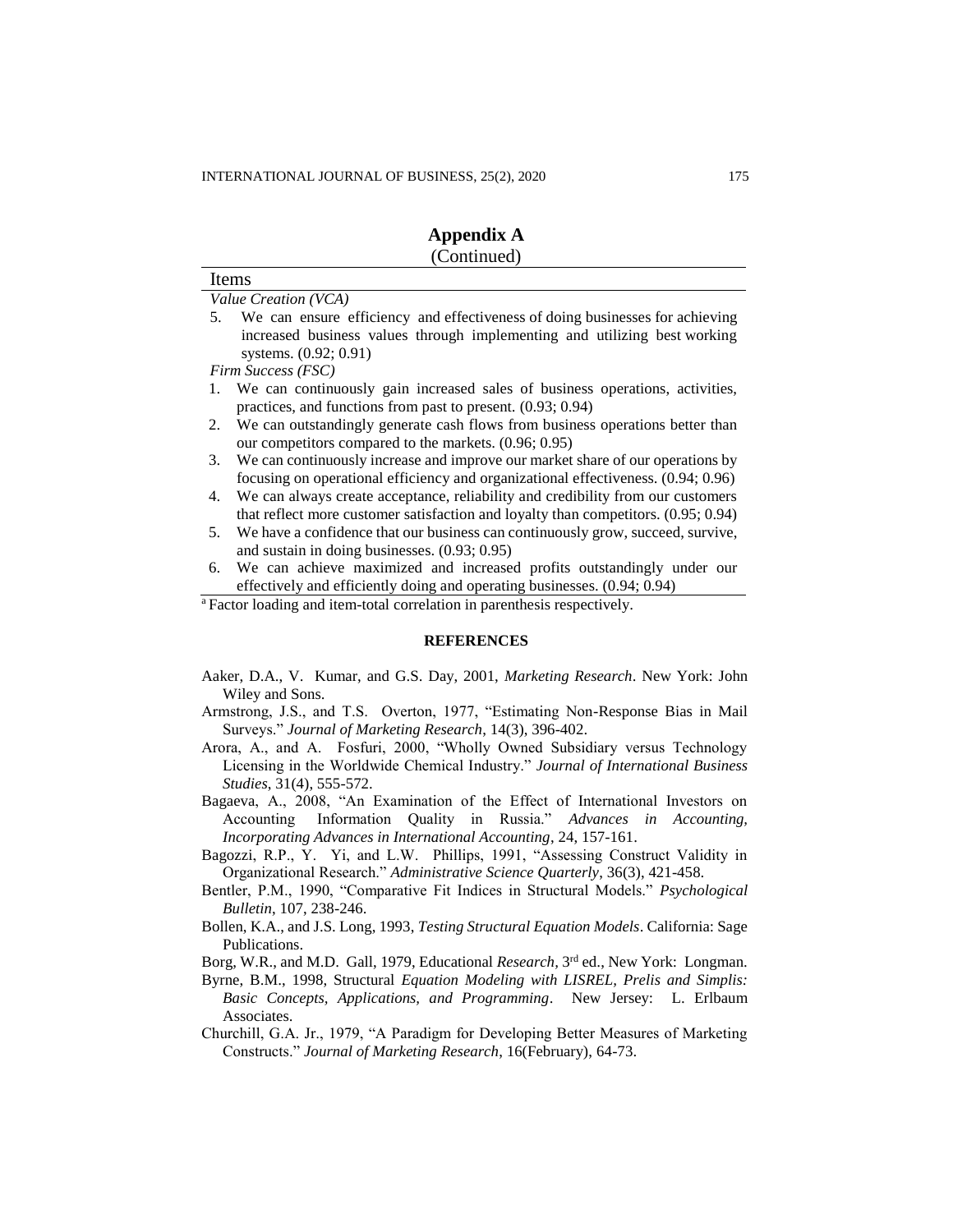## Appendix A
(Continued)

| Items |
|---|
| *Value Creation (VCA)* |
| 5. We can ensure efficiency and effectiveness of doing businesses for achieving increased business values through implementing and utilizing best working systems. (0.92; 0.91) |
| *Firm Success (FSC)* |
| 1. We can continuously gain increased sales of business operations, activities, practices, and functions from past to present. (0.93; 0.94) |
| 2. We can outstandingly generate cash flows from business operations better than our competitors compared to the markets. (0.96; 0.95) |
| 3. We can continuously increase and improve our market share of our operations by focusing on operational efficiency and organizational effectiveness. (0.94; 0.96) |
| 4. We can always create acceptance, reliability and credibility from our customers that reflect more customer satisfaction and loyalty than competitors. (0.95; 0.94) |
| 5. We have a confidence that our business can continuously grow, succeed, survive, and sustain in doing businesses. (0.93; 0.95) |
| 6. We can achieve maximized and increased profits outstandingly under our effectively and efficiently doing and operating businesses. (0.94; 0.94) |

[a] Factor loading and item-total correlation in parenthesis respectively.

**REFERENCES**

Aaker, D.A., V. Kumar, and G.S. Day, 2001, *Marketing Research*. New York: John Wiley and Sons.

Armstrong, J.S., and T.S. Overton, 1977, "Estimating Non-Response Bias in Mail Surveys." *Journal of Marketing Research*, 14(3), 396-402.

Arora, A., and A. Fosfuri, 2000, "Wholly Owned Subsidiary versus Technology Licensing in the Worldwide Chemical Industry." *Journal of International Business Studies*, 31(4), 555-572.

Bagaeva, A., 2008, "An Examination of the Effect of International Investors on Accounting Information Quality in Russia." *Advances in Accounting, Incorporating Advances in International Accounting*, 24, 157-161.

Bagozzi, R.P., Y. Yi, and L.W. Phillips, 1991, "Assessing Construct Validity in Organizational Research." *Administrative Science Quarterly*, 36(3), 421-458.

Bentler, P.M., 1990, "Comparative Fit Indices in Structural Models." *Psychological Bulletin*, 107, 238-246.

Bollen, K.A., and J.S. Long, 1993, *Testing Structural Equation Models*. California: Sage Publications.

Borg, W.R., and M.D. Gall, 1979, Educational *Research*, 3rd ed., New York: Longman.

Byrne, B.M., 1998, Structural *Equation Modeling with LISREL, Prelis and Simplis: Basic Concepts, Applications, and Programming*. New Jersey: L. Erlbaum Associates.

Churchill, G.A. Jr., 1979, "A Paradigm for Developing Better Measures of Marketing Constructs." *Journal of Marketing Research*, 16(February), 64-73.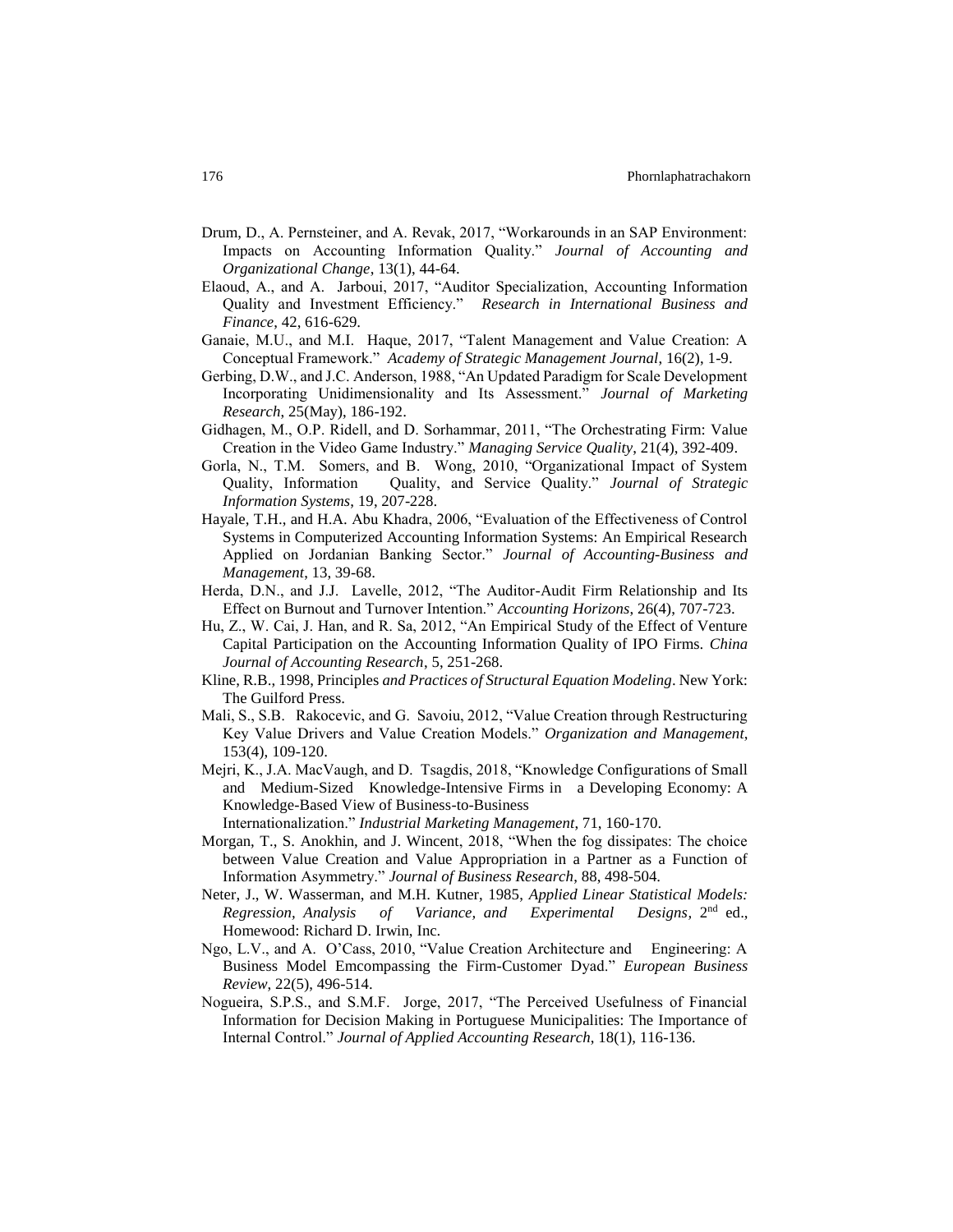Drum, D., A. Pernsteiner, and A. Revak, 2017, "Workarounds in an SAP Environment: Impacts on Accounting Information Quality." *Journal of Accounting and Organizational Change*, 13(1), 44-64.

Elaoud, A., and A. Jarboui, 2017, "Auditor Specialization, Accounting Information Quality and Investment Efficiency." *Research in International Business and Finance*, 42, 616-629.

Ganaie, M.U., and M.I. Haque, 2017, "Talent Management and Value Creation: A Conceptual Framework." *Academy of Strategic Management Journal*, 16(2), 1-9.

Gerbing, D.W., and J.C. Anderson, 1988, "An Updated Paradigm for Scale Development Incorporating Unidimensionality and Its Assessment." *Journal of Marketing Research*, 25(May), 186-192.

Gidhagen, M., O.P. Ridell, and D. Sorhammar, 2011, "The Orchestrating Firm: Value Creation in the Video Game Industry." *Managing Service Quality*, 21(4), 392-409.

Gorla, N., T.M. Somers, and B. Wong, 2010, "Organizational Impact of System Quality, Information Quality, and Service Quality." *Journal of Strategic Information Systems*, 19, 207-228.

Hayale, T.H., and H.A. Abu Khadra, 2006, "Evaluation of the Effectiveness of Control Systems in Computerized Accounting Information Systems: An Empirical Research Applied on Jordanian Banking Sector." *Journal of Accounting-Business and Management*, 13, 39-68.

Herda, D.N., and J.J. Lavelle, 2012, "The Auditor-Audit Firm Relationship and Its Effect on Burnout and Turnover Intention." *Accounting Horizons*, 26(4), 707-723.

Hu, Z., W. Cai, J. Han, and R. Sa, 2012, "An Empirical Study of the Effect of Venture Capital Participation on the Accounting Information Quality of IPO Firms. *China Journal of Accounting Research*, 5, 251-268.

Kline, R.B., 1998, Principles *and Practices of Structural Equation Modeling*. New York: The Guilford Press.

Mali, S., S.B. Rakocevic, and G. Savoiu, 2012, "Value Creation through Restructuring Key Value Drivers and Value Creation Models." *Organization and Management*, 153(4), 109-120.

Mejri, K., J.A. MacVaugh, and D. Tsagdis, 2018, "Knowledge Configurations of Small and Medium-Sized Knowledge-Intensive Firms in a Developing Economy: A Knowledge-Based View of Business-to-Business Internationalization." *Industrial Marketing Management*, 71, 160-170.

Morgan, T., S. Anokhin, and J. Wincent, 2018, "When the fog dissipates: The choice between Value Creation and Value Appropriation in a Partner as a Function of Information Asymmetry." *Journal of Business Research*, 88, 498-504.

Neter, J., W. Wasserman, and M.H. Kutner, 1985, *Applied Linear Statistical Models: Regression, Analysis of Variance, and Experimental Designs*, 2nd ed., Homewood: Richard D. Irwin, Inc.

Ngo, L.V., and A. O'Cass, 2010, "Value Creation Architecture and Engineering: A Business Model Emcompassing the Firm-Customer Dyad." *European Business Review*, 22(5), 496-514.

Nogueira, S.P.S., and S.M.F. Jorge, 2017, "The Perceived Usefulness of Financial Information for Decision Making in Portuguese Municipalities: The Importance of Internal Control." *Journal of Applied Accounting Research*, 18(1), 116-136.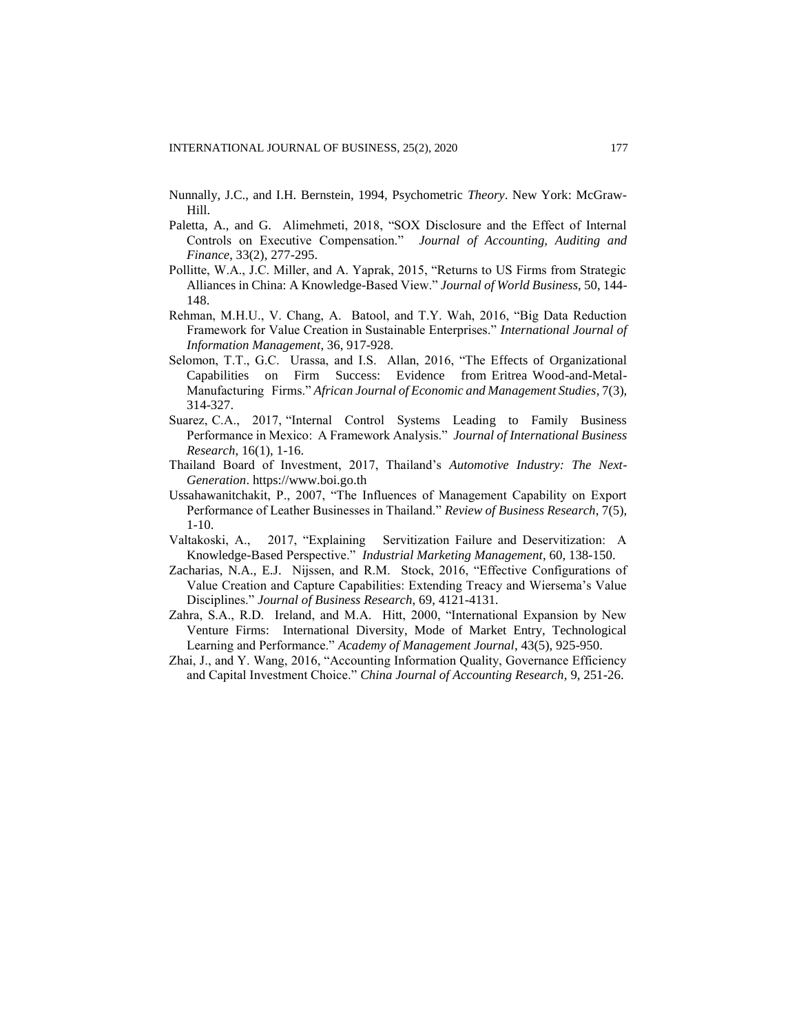Nunnally, J.C., and I.H. Bernstein, 1994, Psychometric *Theory*. New York: McGraw-Hill.

Paletta, A., and G. Alimehmeti, 2018, "SOX Disclosure and the Effect of Internal Controls on Executive Compensation." *Journal of Accounting, Auditing and Finance*, 33(2), 277-295.

Pollitte, W.A., J.C. Miller, and A. Yaprak, 2015, "Returns to US Firms from Strategic Alliances in China: A Knowledge-Based View." *Journal of World Business*, 50, 144-148.

Rehman, M.H.U., V. Chang, A. Batool, and T.Y. Wah, 2016, "Big Data Reduction Framework for Value Creation in Sustainable Enterprises." *International Journal of Information Management*, 36, 917-928.

Selomon, T.T., G.C. Urassa, and I.S. Allan, 2016, "The Effects of Organizational Capabilities on Firm Success: Evidence from Eritrea Wood-and-Metal-Manufacturing Firms." *African Journal of Economic and Management Studies*, 7(3), 314-327.

Suarez, C.A., 2017, "Internal Control Systems Leading to Family Business Performance in Mexico: A Framework Analysis." *Journal of International Business Research*, 16(1), 1-16.

Thailand Board of Investment, 2017, Thailand's *Automotive Industry: The Next-Generation*. https://www.boi.go.th

Ussahawanitchakit, P., 2007, "The Influences of Management Capability on Export Performance of Leather Businesses in Thailand." *Review of Business Research*, 7(5), 1-10.

Valtakoski, A., 2017, "Explaining Servitization Failure and Deservitization: A Knowledge-Based Perspective." *Industrial Marketing Management*, 60, 138-150.

Zacharias, N.A., E.J. Nijssen, and R.M. Stock, 2016, "Effective Configurations of Value Creation and Capture Capabilities: Extending Treacy and Wiersema's Value Disciplines." *Journal of Business Research*, 69, 4121-4131.

Zahra, S.A., R.D. Ireland, and M.A. Hitt, 2000, "International Expansion by New Venture Firms: International Diversity, Mode of Market Entry, Technological Learning and Performance." *Academy of Management Journal*, 43(5), 925-950.

Zhai, J., and Y. Wang, 2016, "Accounting Information Quality, Governance Efficiency and Capital Investment Choice." *China Journal of Accounting Research*, 9, 251-26.